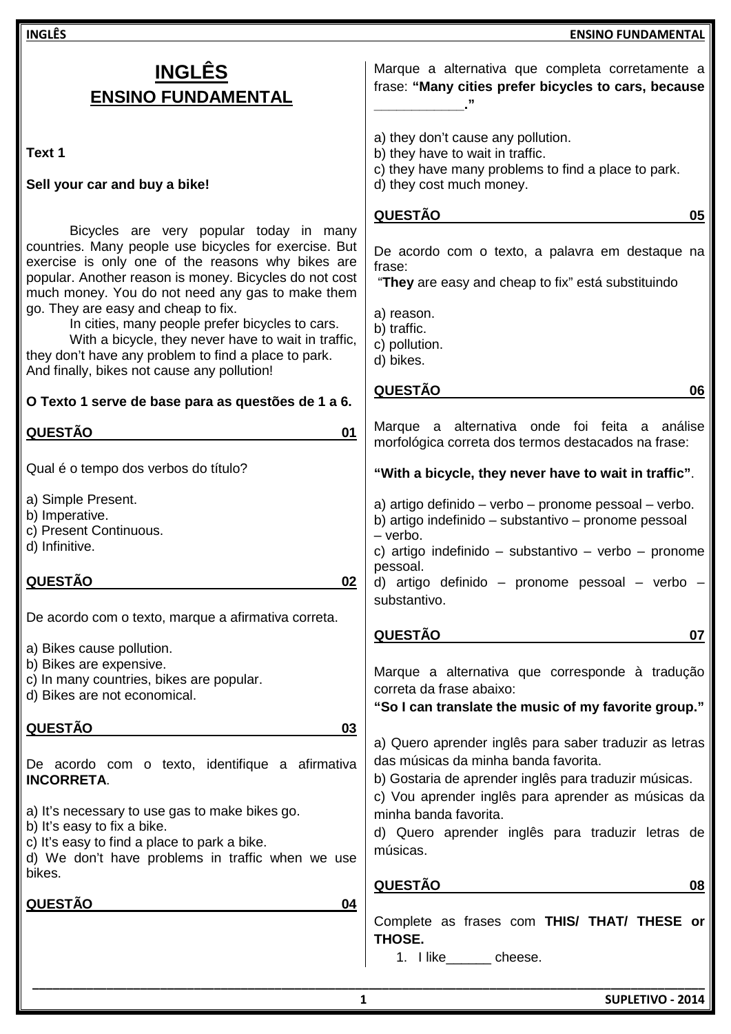# INGLÊS

## ENSINO FUNDAMENTAL

**Text 1**

**Sell your car and buy a bike!**

Bicycles are very popular today in many countries. Many people use bicycles for exercise. But exercise is only one of the reasons why bikes are popular. Another reason is money. Bicycles do not cost much money. You do not need any gas to make them go. They are easy and cheap to fix.

In cities, many people prefer bicycles to cars.

With a bicycle, they never have to wait in traffic, they don't have any problem to find a place to park. And finally, bikes not cause any pollution!

**O Texto 1 serve de base para as questões de 1 a 6.**

**QUESTÃO 01**

Qual é o tempo dos verbos do título?

a) Simple Present.
b) Imperative.
c) Present Continuous.
d) Infinitive.

**QUESTÃO 02**

De acordo com o texto, marque a afirmativa correta.

a) Bikes cause pollution.
b) Bikes are expensive.
c) In many countries, bikes are popular.
d) Bikes are not economical.

**QUESTÃO 03**

De acordo com o texto, identifique a afirmativa **INCORRETA**.

a) It's necessary to use gas to make bikes go.
b) It's easy to fix a bike.
c) It's easy to find a place to park a bike.
d) We don't have problems in traffic when we use bikes.

**QUESTÃO 04**

Marque a alternativa que completa corretamente a frase: **"Many cities prefer bicycles to cars, because ___________."**

a) they don't cause any pollution.
b) they have to wait in traffic.
c) they have many problems to find a place to park.
d) they cost much money.

**QUESTÃO 05**

De acordo com o texto, a palavra em destaque na frase:
"**They** are easy and cheap to fix" está substituindo

a) reason.
b) traffic.
c) pollution.
d) bikes.

**QUESTÃO 06**

Marque a alternativa onde foi feita a análise morfológica correta dos termos destacados na frase:

**"With a bicycle, they never have to wait in traffic"**.

a) artigo definido – verbo – pronome pessoal – verbo.
b) artigo indefinido – substantivo – pronome pessoal – verbo.
c) artigo indefinido – substantivo – verbo – pronome pessoal.
d) artigo definido – pronome pessoal – verbo – substantivo.

**QUESTÃO 07**

Marque a alternativa que corresponde à tradução correta da frase abaixo:
**"So I can translate the music of my favorite group."**

a) Quero aprender inglês para saber traduzir as letras das músicas da minha banda favorita.
b) Gostaria de aprender inglês para traduzir músicas.
c) Vou aprender inglês para aprender as músicas da minha banda favorita.
d) Quero aprender inglês para traduzir letras de músicas.

**QUESTÃO 08**

Complete as frases com **THIS/ THAT/ THESE or THOSE.**

1. I like______ cheese.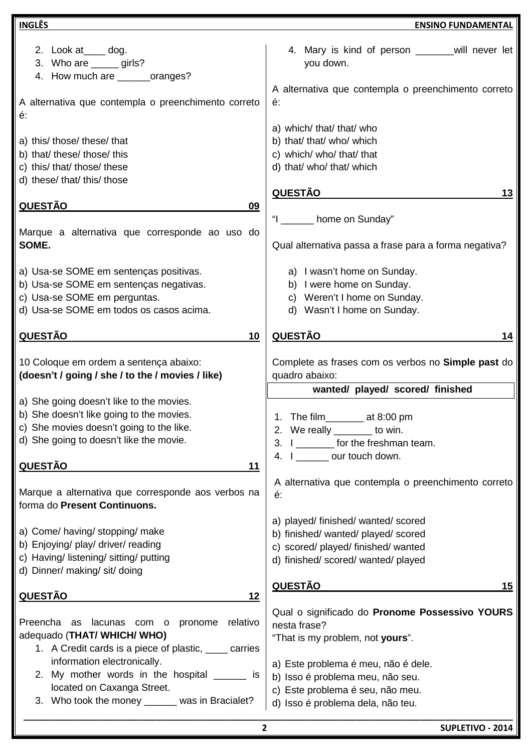2. Look at____ dog.
3. Who are _____ girls?
4. How much are ______oranges?

A alternativa que contempla o preenchimento correto é:

a) this/ those/ these/ that
b) that/ these/ those/ this
c) this/ that/ those/ these
d) these/ that/ this/ those

## QUESTÃO 09

Marque a alternativa que corresponde ao uso do **SOME.**

a) Usa-se SOME em sentenças positivas.
b) Usa-se SOME em sentenças negativas.
c) Usa-se SOME em perguntas.
d) Usa-se SOME em todos os casos acima.

## QUESTÃO 10

10 Coloque em ordem a sentença abaixo:
**(doesn't / going / she / to the / movies / like)**

a) She going doesn't like to the movies.
b) She doesn't like going to the movies.
c) She movies doesn't going to the like.
d) She going to doesn't like the movie.

## QUESTÃO 11

Marque a alternativa que corresponde aos verbos na forma do **Present Continuons.**

a) Come/ having/ stopping/ make
b) Enjoying/ play/ driver/ reading
c) Having/ listening/ sitting/ putting
d) Dinner/ making/ sit/ doing

## QUESTÃO 12

Preencha as lacunas com o pronome relativo adequado (**THAT/ WHICH/ WHO)**

1. A Credit cards is a piece of plastic, ____ carries information electronically.
2. My mother words in the hospital ______ is located on Caxanga Street.
3. Who took the money ______ was in Bracialet?
4. Mary is kind of person _______will never let you down.

A alternativa que contempla o preenchimento correto é:

a) which/ that/ that/ who
b) that/ that/ who/ which
c) which/ who/ that/ that
d) that/ who/ that/ which

## QUESTÃO 13

"I ______ home on Sunday"

Qual alternativa passa a frase para a forma negativa?

a) I wasn't home on Sunday.
b) I were home on Sunday.
c) Weren't I home on Sunday.
d) Wasn't I home on Sunday.

## QUESTÃO 14

Complete as frases com os verbos no **Simple past** do quadro abaixo:

| **wanted/ played/ scored/ finished** |
|---|

1. The film_______ at 8:00 pm
2. We really _______ to win.
3. I _______ for the freshman team.
4. I ______ our touch down.

A alternativa que contempla o preenchimento correto é:

a) played/ finished/ wanted/ scored
b) finished/ wanted/ played/ scored
c) scored/ played/ finished/ wanted
d) finished/ scored/ wanted/ played

## QUESTÃO 15

Qual o significado do **Pronome Possessivo YOURS** nesta frase?
"That is my problem, not **yours**".

a) Este problema é meu, não é dele.
b) Isso é problema meu, não seu.
c) Este problema é seu, não meu.
d) Isso é problema dela, não teu.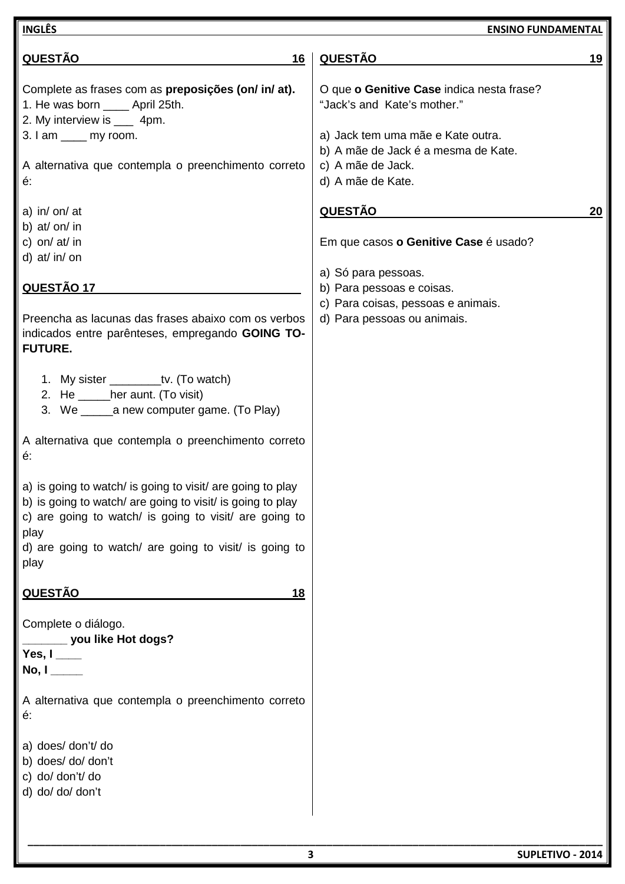**QUESTÃO 16**

Complete as frases com as **preposições (on/ in/ at).**
1. He was born ____ April 25th.
2. My interview is ___ 4pm.
3. I am ____ my room.

A alternativa que contempla o preenchimento correto é:

a) in/ on/ at
b) at/ on/ in
c) on/ at/ in
d) at/ in/ on

**QUESTÃO 17**

Preencha as lacunas das frases abaixo com os verbos indicados entre parênteses, empregando **GOING TO-FUTURE.**

1. My sister ________tv. (To watch)
2. He _____her aunt. (To visit)
3. We _____a new computer game. (To Play)

A alternativa que contempla o preenchimento correto é:

a) is going to watch/ is going to visit/ are going to play
b) is going to watch/ are going to visit/ is going to play
c) are going to watch/ is going to visit/ are going to play
d) are going to watch/ are going to visit/ is going to play

**QUESTÃO 18**

Complete o diálogo.
**_______ you like Hot dogs?**
**Yes, I ____**
**No, I _____**

A alternativa que contempla o preenchimento correto é:

a) does/ don't/ do
b) does/ do/ don't
c) do/ don't/ do
d) do/ do/ don't

**QUESTÃO 19**

O que **o Genitive Case** indica nesta frase?
"Jack's and Kate's mother."

a) Jack tem uma mãe e Kate outra.
b) A mãe de Jack é a mesma de Kate.
c) A mãe de Jack.
d) A mãe de Kate.

**QUESTÃO 20**

Em que casos **o Genitive Case** é usado?

a) Só para pessoas.
b) Para pessoas e coisas.
c) Para coisas, pessoas e animais.
d) Para pessoas ou animais.